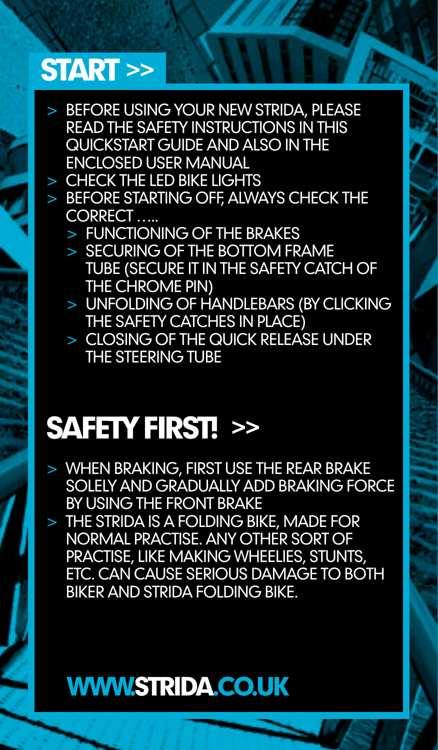# START >>

- BEFORE USING YOUR NEW STRIDA, PLEASE READ THE SAFETY INSTRUCTIONS IN THIS QUICKSTART GUIDE AND ALSO IN THE ENCLOSED USER MANUAL
- CHECK THE LED BIKE LIGHTS
- BEFORE STARTING OFF, ALWAYS CHECK THE CORRECT .....
  - FUNCTIONING OF THE BRAKES
  - SECURING OF THE BOTTOM FRAME TUBE (SECURE IT IN THE SAFETY CATCH OF THE CHROME PIN)
  - UNFOLDING OF HANDLEBARS (BY CLICKING THE SAFETY CATCHES IN PLACE)
  - CLOSING OF THE QUICK RELEASE UNDER THE STEERING TUBE

# SAFETY FIRST! >>

- WHEN BRAKING, FIRST USE THE REAR BRAKE SOLELY AND GRADUALLY ADD BRAKING FORCE BY USING THE FRONT BRAKE
- THE STRIDA IS A FOLDING BIKE, MADE FOR NORMAL PRACTISE. ANY OTHER SORT OF PRACTISE, LIKE MAKING WHEELIES, STUNTS, ETC. CAN CAUSE SERIOUS DAMAGE TO BOTH BIKER AND STRIDA FOLDING BIKE.

**WWW.STRIDA.CO.UK**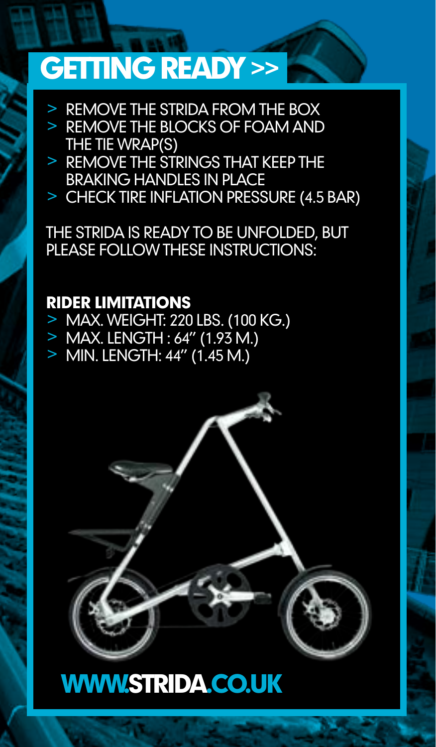# GETTING READY >>

- REMOVE THE STRIDA FROM THE BOX
- REMOVE THE BLOCKS OF FOAM AND THE TIE WRAP(S)
- REMOVE THE STRINGS THAT KEEP THE BRAKING HANDLES IN PLACE
- CHECK TIRE INFLATION PRESSURE (4.5 BAR)

THE STRIDA IS READY TO BE UNFOLDED, BUT PLEASE FOLLOW THESE INSTRUCTIONS:

**RIDER LIMITATIONS**

- MAX. WEIGHT: 220 LBS. (100 KG.)
- MAX. LENGTH : 64" (1.93 M.)
- MIN. LENGTH: 44" (1.45 M.)

**WWW.STRIDA.CO.UK**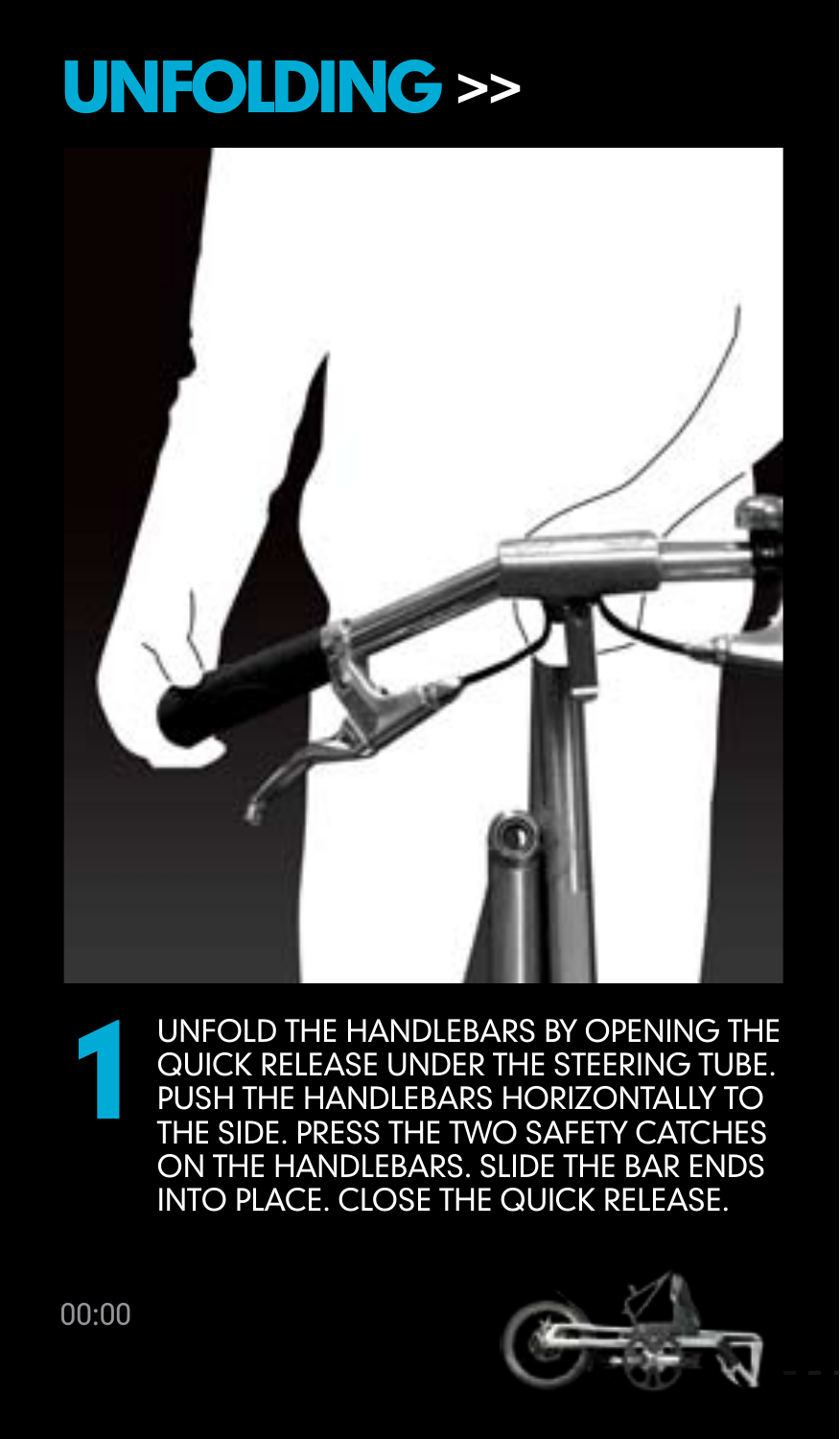# UNFOLDING >>

**1** UNFOLD THE HANDLEBARS BY OPENING THE QUICK RELEASE UNDER THE STEERING TUBE. PUSH THE HANDLEBARS HORIZONTALLY TO THE SIDE. PRESS THE TWO SAFETY CATCHES ON THE HANDLEBARS. SLIDE THE BAR ENDS INTO PLACE. CLOSE THE QUICK RELEASE.

00:00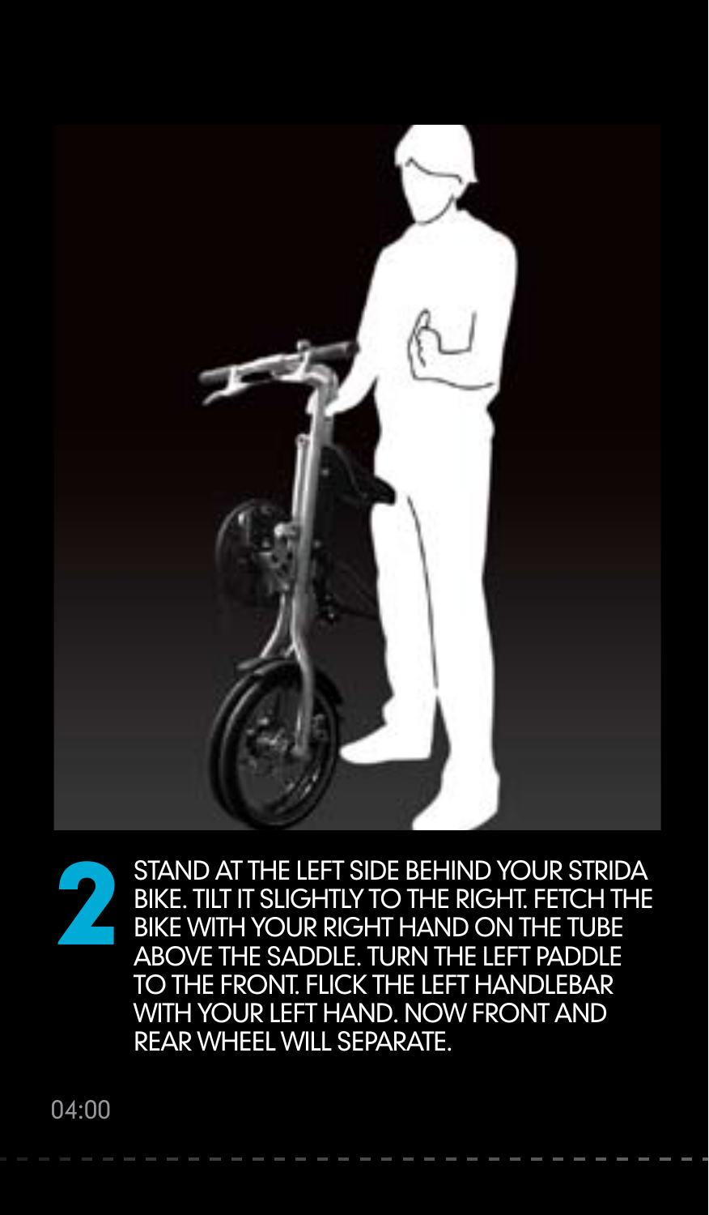**2** STAND AT THE LEFT SIDE BEHIND YOUR STRIDA BIKE. TILT IT SLIGHTLY TO THE RIGHT. FETCH THE BIKE WITH YOUR RIGHT HAND ON THE TUBE ABOVE THE SADDLE. TURN THE LEFT PADDLE TO THE FRONT. FLICK THE LEFT HANDLEBAR WITH YOUR LEFT HAND. NOW FRONT AND REAR WHEEL WILL SEPARATE.

04:00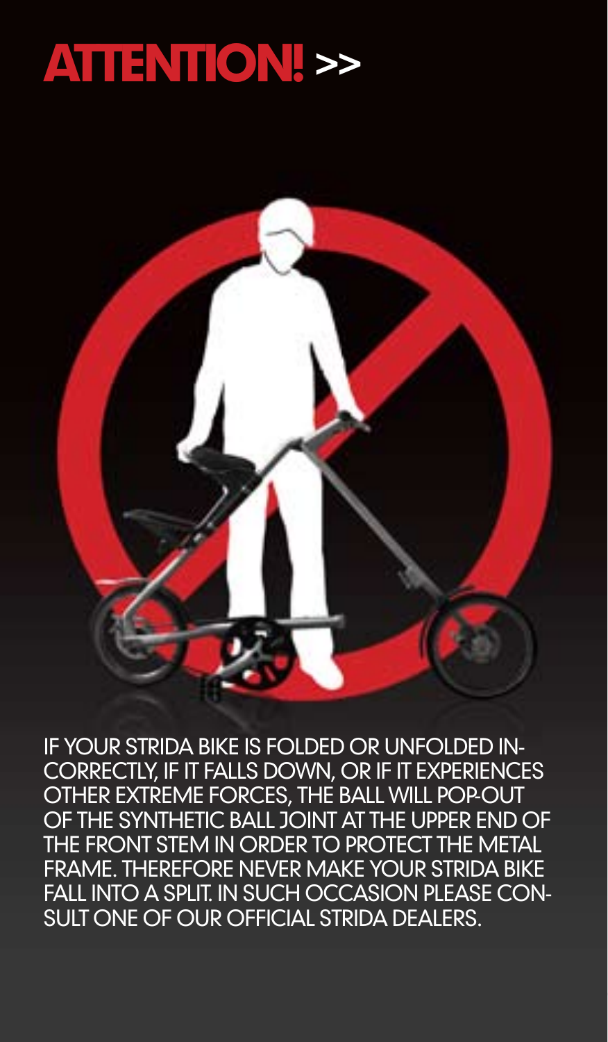# ATTENTION! >>

IF YOUR STRIDA BIKE IS FOLDED OR UNFOLDED INCORRECTLY, IF IT FALLS DOWN, OR IF IT EXPERIENCES OTHER EXTREME FORCES, THE BALL WILL POP-OUT OF THE SYNTHETIC BALL JOINT AT THE UPPER END OF THE FRONT STEM IN ORDER TO PROTECT THE METAL FRAME. THEREFORE NEVER MAKE YOUR STRIDA BIKE FALL INTO A SPLIT. IN SUCH OCCASION PLEASE CONSULT ONE OF OUR OFFICIAL STRIDA DEALERS.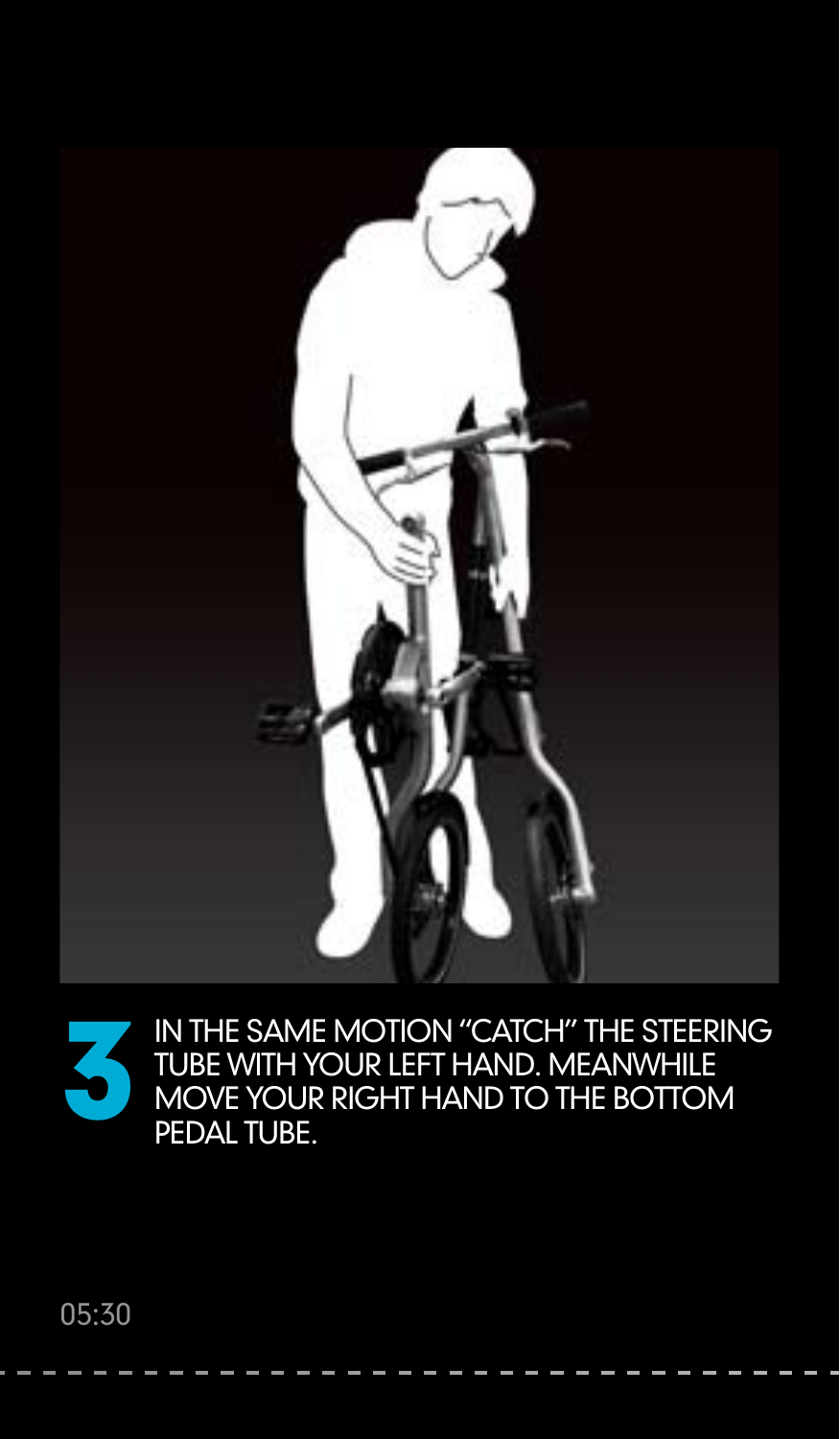**3** IN THE SAME MOTION "CATCH" THE STEERING TUBE WITH YOUR LEFT HAND. MEANWHILE MOVE YOUR RIGHT HAND TO THE BOTTOM PEDAL TUBE.

05:30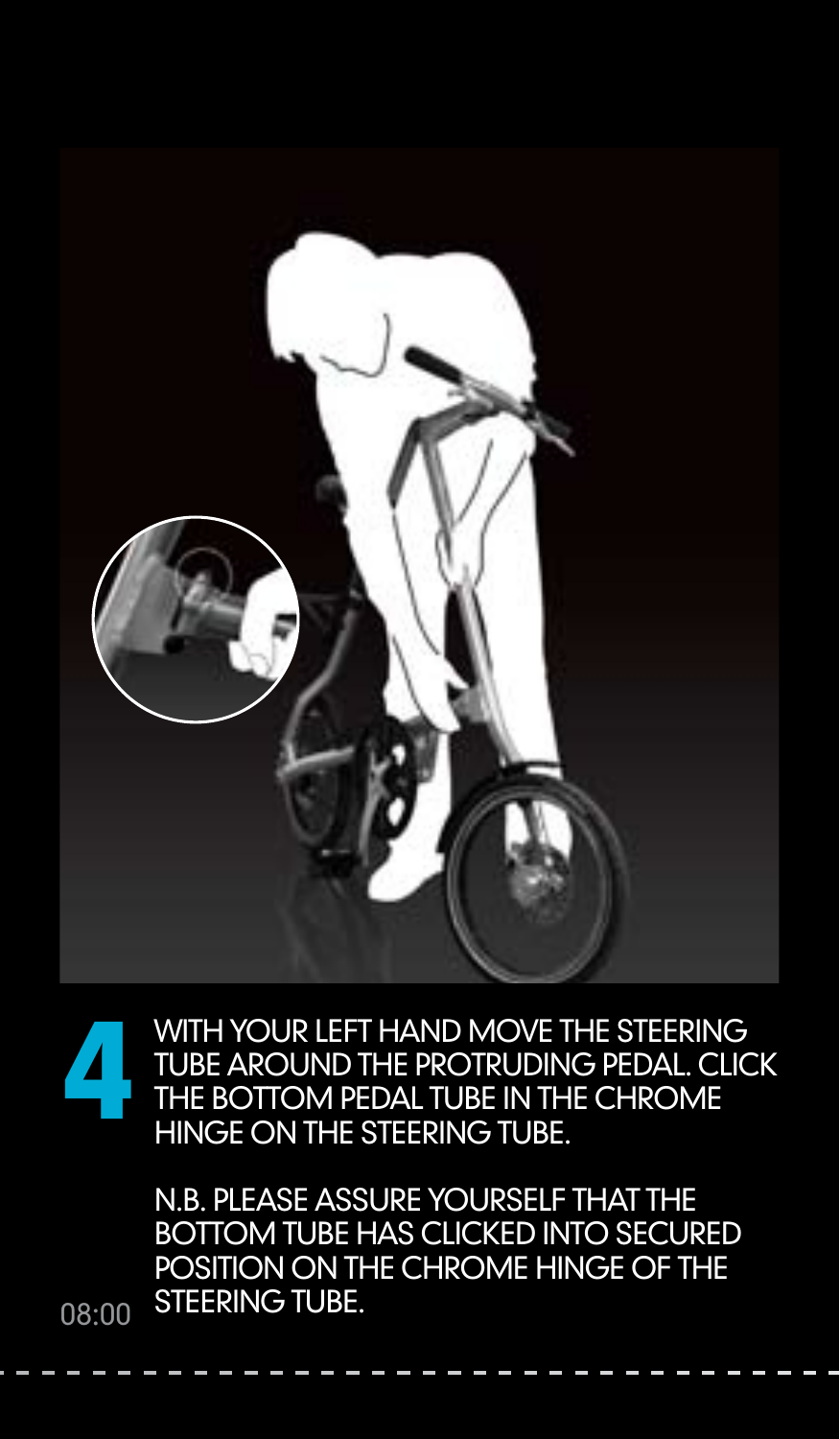**4** WITH YOUR LEFT HAND MOVE THE STEERING TUBE AROUND THE PROTRUDING PEDAL. CLICK THE BOTTOM PEDAL TUBE IN THE CHROME HINGE ON THE STEERING TUBE.

N.B. PLEASE ASSURE YOURSELF THAT THE BOTTOM TUBE HAS CLICKED INTO SECURED POSITION ON THE CHROME HINGE OF THE STEERING TUBE.

08:00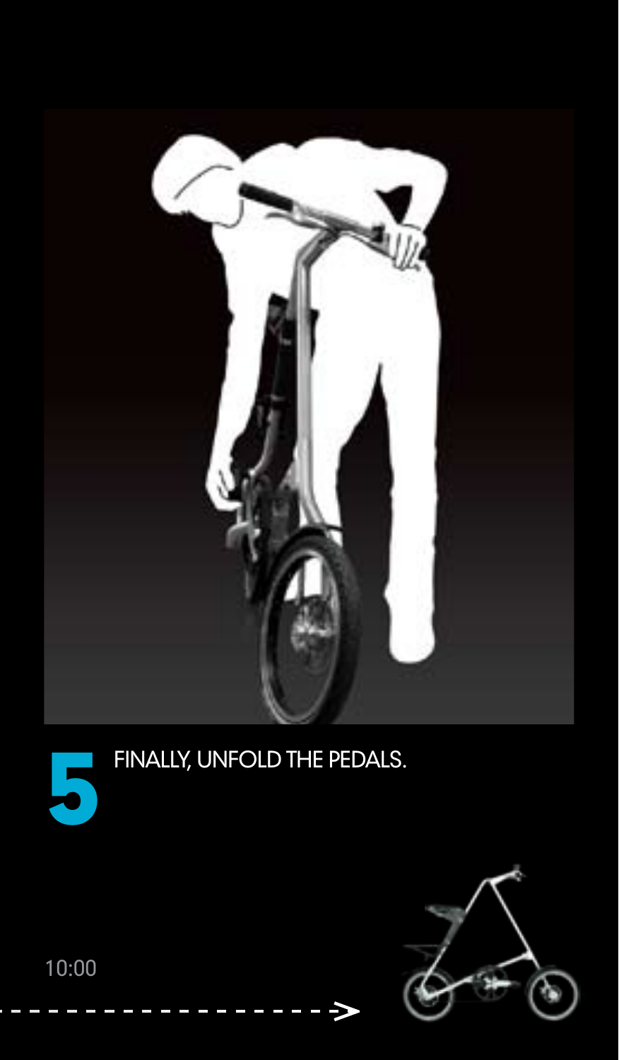**5** FINALLY, UNFOLD THE PEDALS.

10:00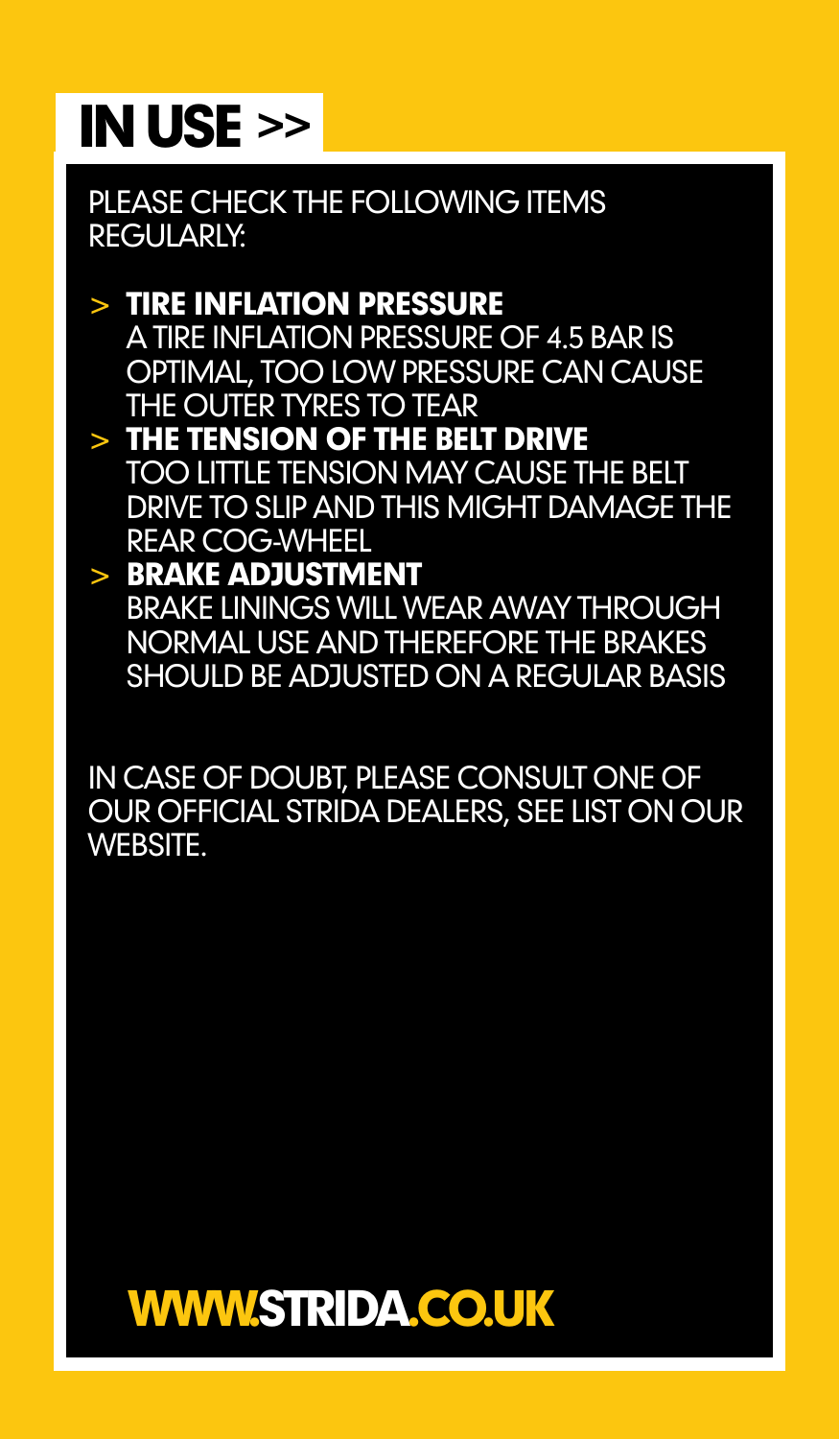# IN USE >>

PLEASE CHECK THE FOLLOWING ITEMS REGULARLY:

- **TIRE INFLATION PRESSURE**
  A TIRE INFLATION PRESSURE OF 4.5 BAR IS OPTIMAL, TOO LOW PRESSURE CAN CAUSE THE OUTER TYRES TO TEAR
- **THE TENSION OF THE BELT DRIVE**
  TOO LITTLE TENSION MAY CAUSE THE BELT DRIVE TO SLIP AND THIS MIGHT DAMAGE THE REAR COG-WHEEL
- **BRAKE ADJUSTMENT**
  BRAKE LININGS WILL WEAR AWAY THROUGH NORMAL USE AND THEREFORE THE BRAKES SHOULD BE ADJUSTED ON A REGULAR BASIS

IN CASE OF DOUBT, PLEASE CONSULT ONE OF OUR OFFICIAL STRIDA DEALERS, SEE LIST ON OUR WEBSITE.

**WWW.STRIDA.CO.UK**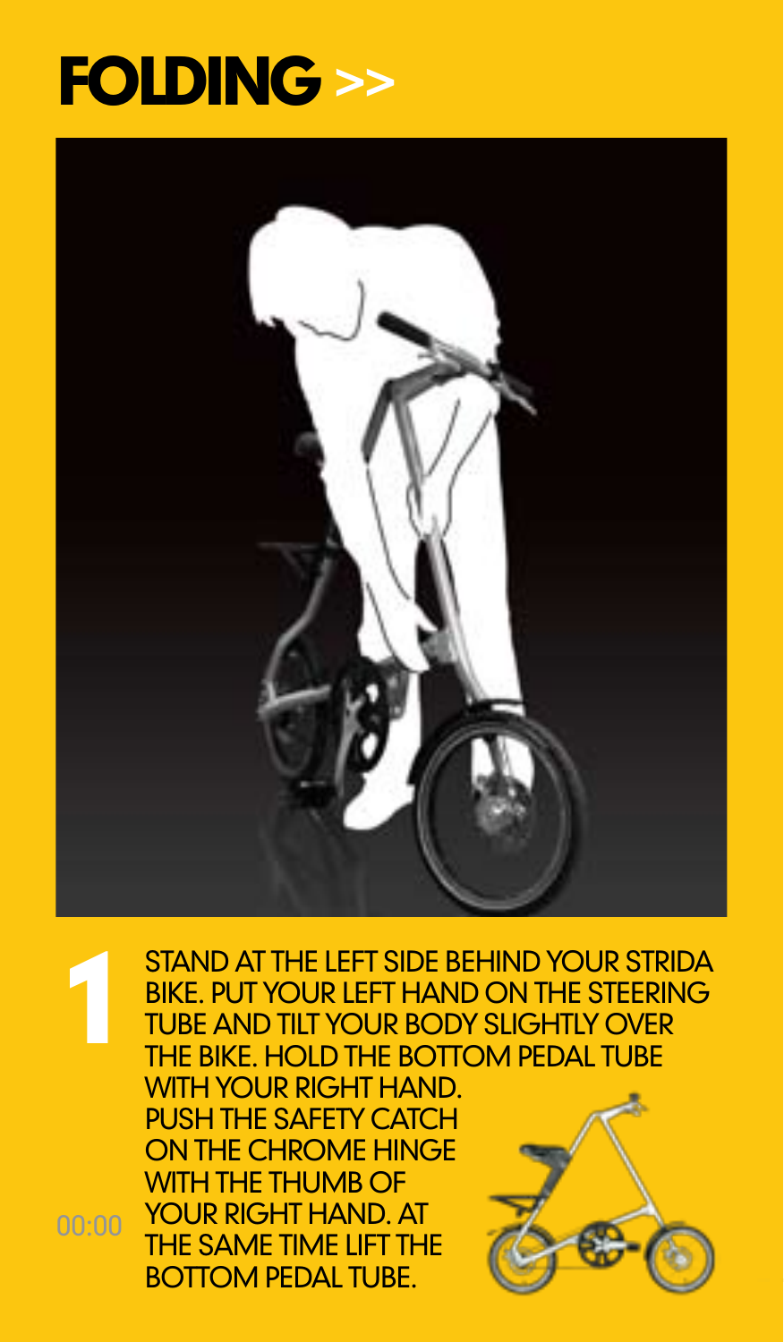# FOLDING >>

**1**

STAND AT THE LEFT SIDE BEHIND YOUR STRIDA BIKE. PUT YOUR LEFT HAND ON THE STEERING TUBE AND TILT YOUR BODY SLIGHTLY OVER THE BIKE. HOLD THE BOTTOM PEDAL TUBE WITH YOUR RIGHT HAND. PUSH THE SAFETY CATCH ON THE CHROME HINGE WITH THE THUMB OF YOUR RIGHT HAND. AT THE SAME TIME LIFT THE BOTTOM PEDAL TUBE.

00:00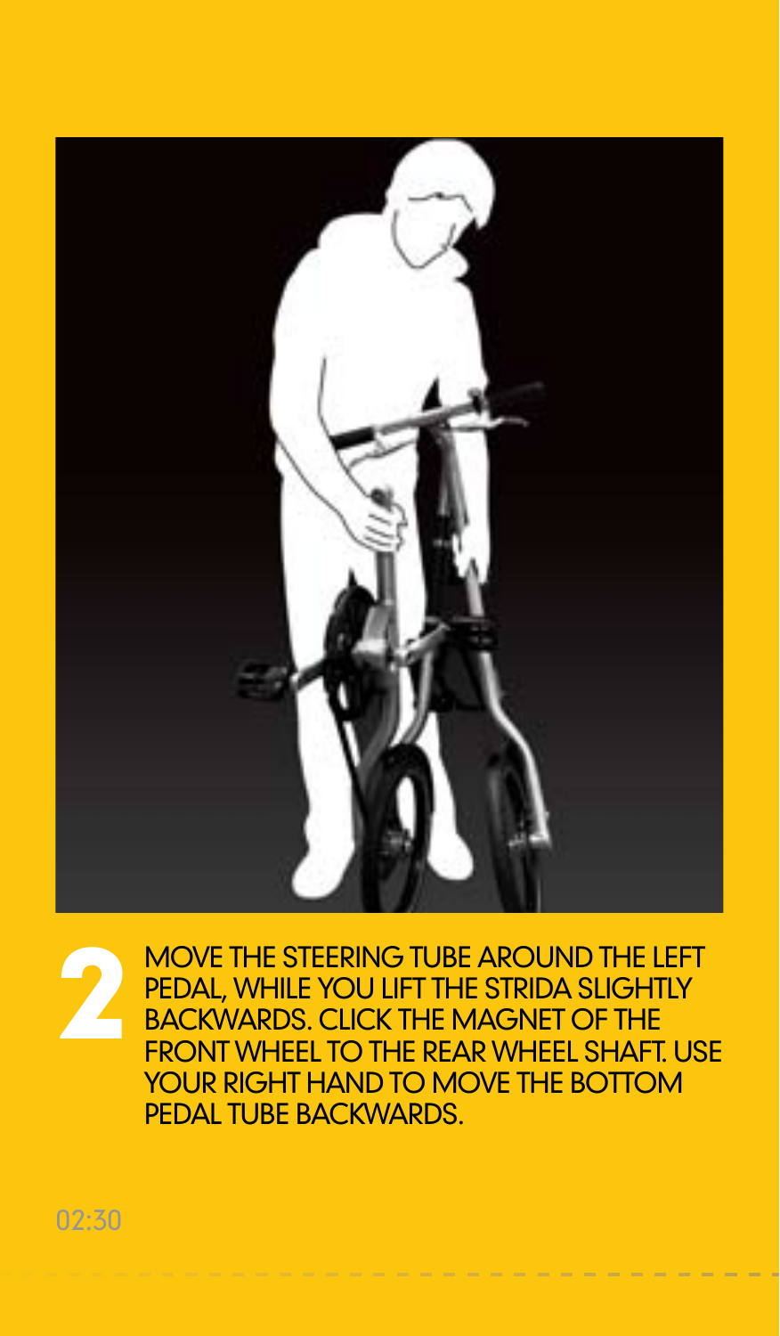**2**

MOVE THE STEERING TUBE AROUND THE LEFT PEDAL, WHILE YOU LIFT THE STRIDA SLIGHTLY BACKWARDS. CLICK THE MAGNET OF THE FRONT WHEEL TO THE REAR WHEEL SHAFT. USE YOUR RIGHT HAND TO MOVE THE BOTTOM PEDAL TUBE BACKWARDS.

02:30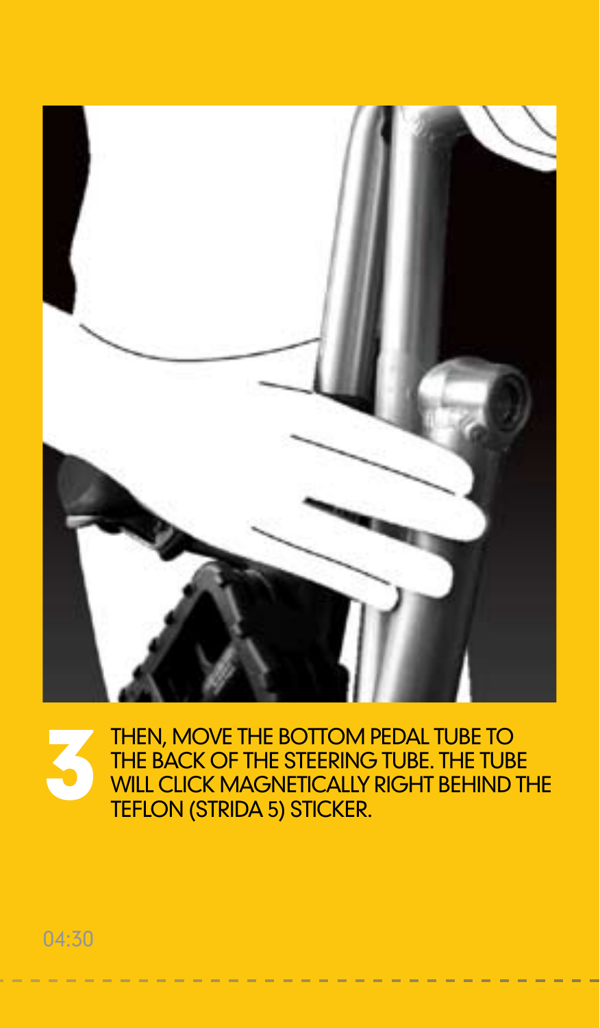**3** THEN, MOVE THE BOTTOM PEDAL TUBE TO THE BACK OF THE STEERING TUBE. THE TUBE WILL CLICK MAGNETICALLY RIGHT BEHIND THE TEFLON (STRIDA 5) STICKER.

04:30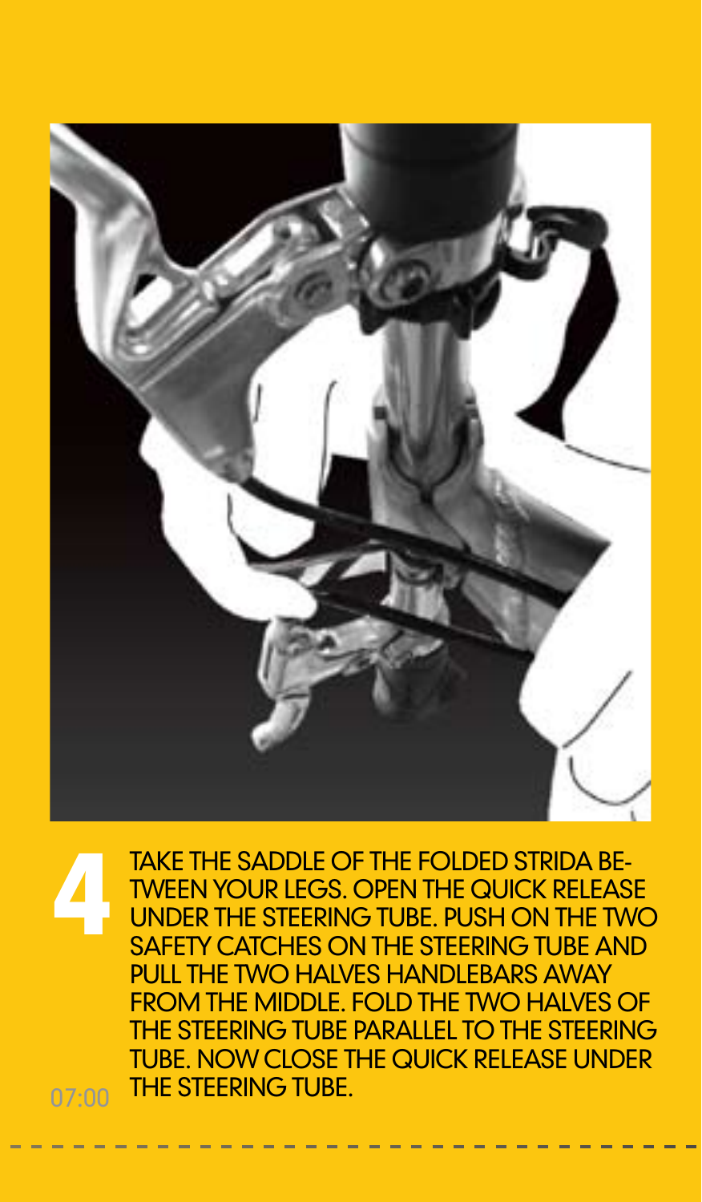**4**

TAKE THE SADDLE OF THE FOLDED STRIDA BETWEEN YOUR LEGS. OPEN THE QUICK RELEASE UNDER THE STEERING TUBE. PUSH ON THE TWO SAFETY CATCHES ON THE STEERING TUBE AND PULL THE TWO HALVES HANDLEBARS AWAY FROM THE MIDDLE. FOLD THE TWO HALVES OF THE STEERING TUBE PARALLEL TO THE STEERING TUBE. NOW CLOSE THE QUICK RELEASE UNDER THE STEERING TUBE.

07:00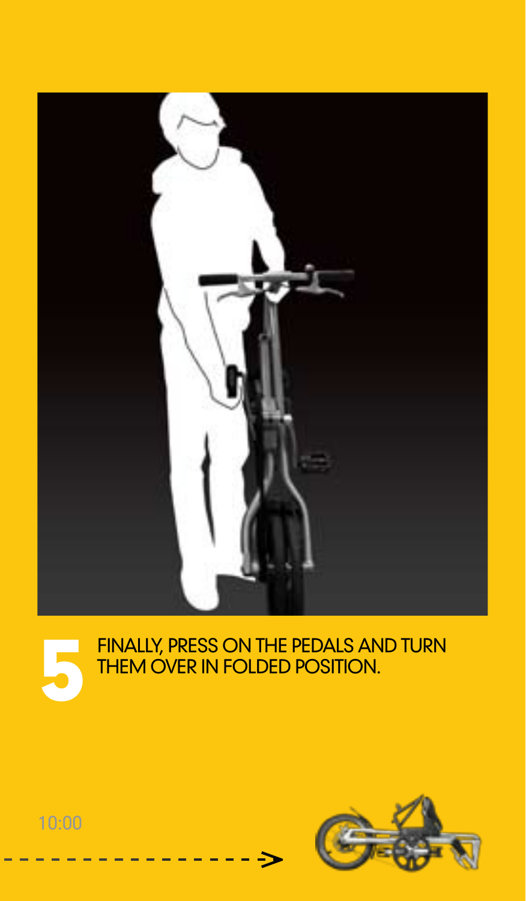**5** FINALLY, PRESS ON THE PEDALS AND TURN THEM OVER IN FOLDED POSITION.

10:00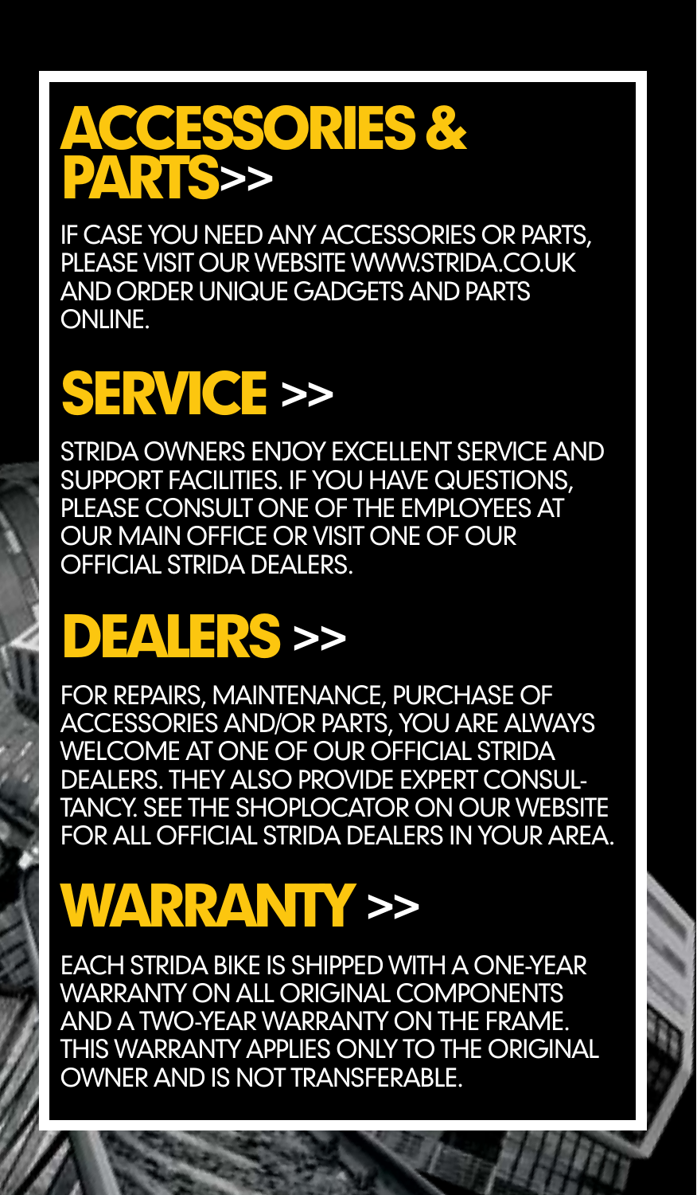# ACCESSORIES & PARTS>>

IF CASE YOU NEED ANY ACCESSORIES OR PARTS, PLEASE VISIT OUR WEBSITE WWW.STRIDA.CO.UK AND ORDER UNIQUE GADGETS AND PARTS ONLINE.

# SERVICE >>

STRIDA OWNERS ENJOY EXCELLENT SERVICE AND SUPPORT FACILITIES. IF YOU HAVE QUESTIONS, PLEASE CONSULT ONE OF THE EMPLOYEES AT OUR MAIN OFFICE OR VISIT ONE OF OUR OFFICIAL STRIDA DEALERS.

# DEALERS >>

FOR REPAIRS, MAINTENANCE, PURCHASE OF ACCESSORIES AND/OR PARTS, YOU ARE ALWAYS WELCOME AT ONE OF OUR OFFICIAL STRIDA DEALERS. THEY ALSO PROVIDE EXPERT CONSULTANCY. SEE THE SHOPLOCATOR ON OUR WEBSITE FOR ALL OFFICIAL STRIDA DEALERS IN YOUR AREA.

# WARRANTY >>

EACH STRIDA BIKE IS SHIPPED WITH A ONE-YEAR WARRANTY ON ALL ORIGINAL COMPONENTS AND A TWO-YEAR WARRANTY ON THE FRAME. THIS WARRANTY APPLIES ONLY TO THE ORIGINAL OWNER AND IS NOT TRANSFERABLE.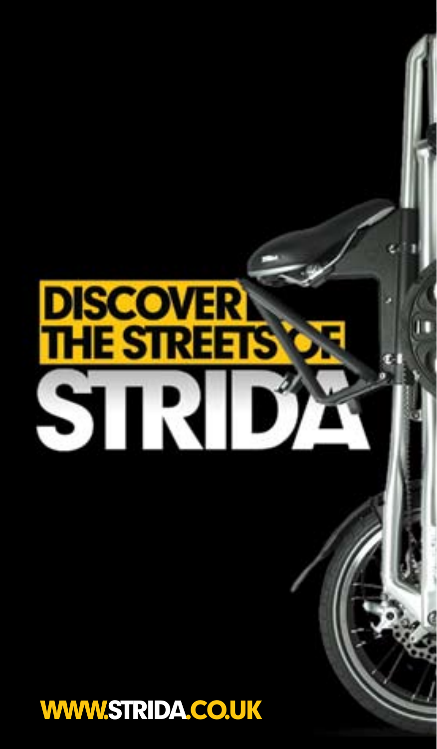DISCOVER THE STREETS OF

# STRIDA

WWW.STRIDA.CO.UK